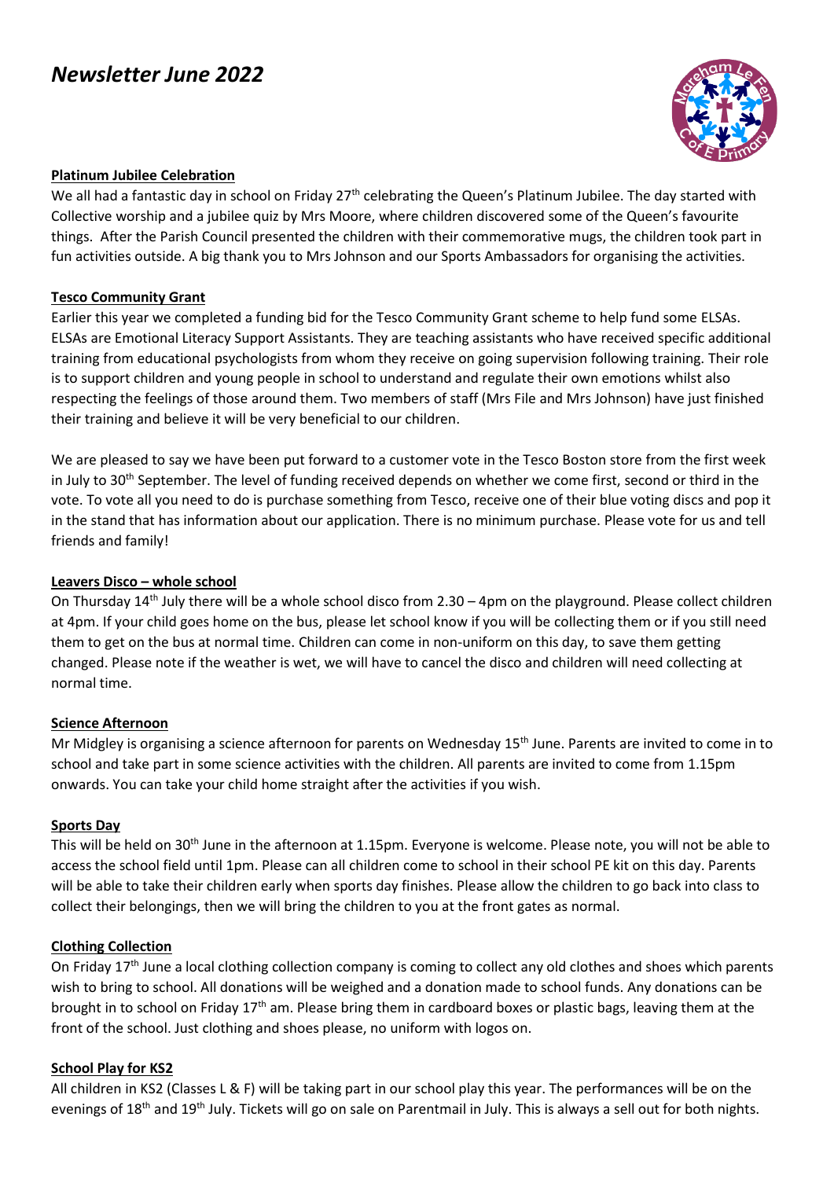# *Newsletter June 2022*

## Platinum Jubilee Celebration

We all had a fantastic day in school on Friday 27th celebrating the Queen's Platinum Jubilee. The day started with Collective worship and a jubilee quiz by Mrs Moore, where children discovered some of the Queen's favourite things. After the Parish Council presented the children with their commemorative mugs, the children took part in fun activities outside. A big thank you to Mrs Johnson and our Sports Ambassadors for organising the activities.

## Tesco Community Grant

Earlier this year we completed a funding bid for the Tesco Community Grant scheme to help fund some ELSAs. ELSAs are Emotional Literacy Support Assistants. They are teaching assistants who have received specific additional training from educational psychologists from whom they receive on going supervision following training. Their role is to support children and young people in school to understand and regulate their own emotions whilst also respecting the feelings of those around them. Two members of staff (Mrs File and Mrs Johnson) have just finished their training and believe it will be very beneficial to our children.

We are pleased to say we have been put forward to a customer vote in the Tesco Boston store from the first week in July to 30th September. The level of funding received depends on whether we come first, second or third in the vote. To vote all you need to do is purchase something from Tesco, receive one of their blue voting discs and pop it in the stand that has information about our application. There is no minimum purchase. Please vote for us and tell friends and family!

## Leavers Disco – whole school

On Thursday 14th July there will be a whole school disco from 2.30 – 4pm on the playground. Please collect children at 4pm. If your child goes home on the bus, please let school know if you will be collecting them or if you still need them to get on the bus at normal time. Children can come in non-uniform on this day, to save them getting changed. Please note if the weather is wet, we will have to cancel the disco and children will need collecting at normal time.

## Science Afternoon

Mr Midgley is organising a science afternoon for parents on Wednesday 15th June. Parents are invited to come in to school and take part in some science activities with the children. All parents are invited to come from 1.15pm onwards. You can take your child home straight after the activities if you wish.

## Sports Day

This will be held on 30th June in the afternoon at 1.15pm. Everyone is welcome. Please note, you will not be able to access the school field until 1pm. Please can all children come to school in their school PE kit on this day. Parents will be able to take their children early when sports day finishes. Please allow the children to go back into class to collect their belongings, then we will bring the children to you at the front gates as normal.

## Clothing Collection

On Friday 17th June a local clothing collection company is coming to collect any old clothes and shoes which parents wish to bring to school. All donations will be weighed and a donation made to school funds. Any donations can be brought in to school on Friday 17th am. Please bring them in cardboard boxes or plastic bags, leaving them at the front of the school. Just clothing and shoes please, no uniform with logos on.

## School Play for KS2

All children in KS2 (Classes L & F) will be taking part in our school play this year. The performances will be on the evenings of 18th and 19th July. Tickets will go on sale on Parentmail in July. This is always a sell out for both nights.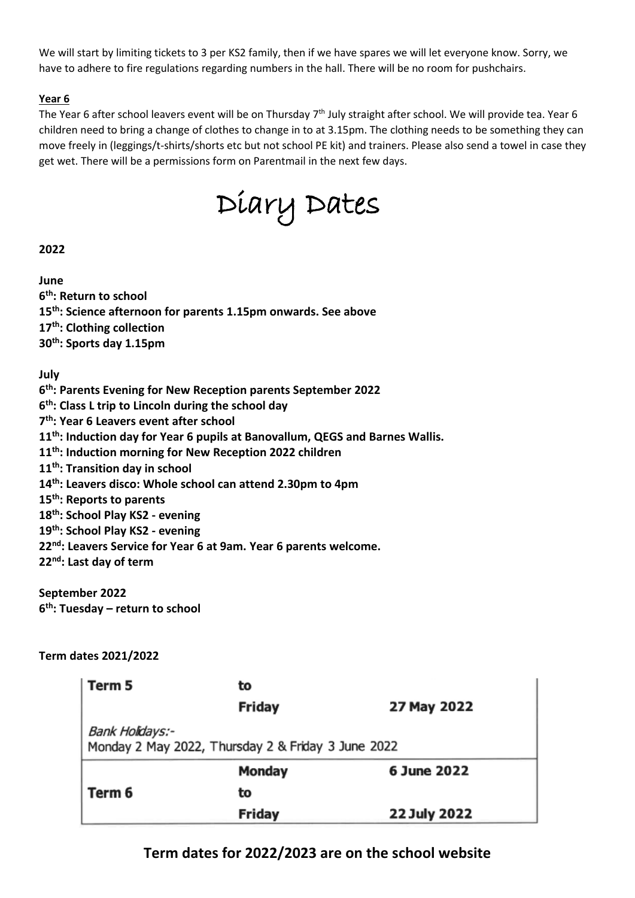We will start by limiting tickets to 3 per KS2 family, then if we have spares we will let everyone know. Sorry, we have to adhere to fire regulations regarding numbers in the hall. There will be no room for pushchairs.

**Year 6**

The Year 6 after school leavers event will be on Thursday 7th July straight after school. We will provide tea. Year 6 children need to bring a change of clothes to change in to at 3.15pm. The clothing needs to be something they can move freely in (leggings/t-shirts/shorts etc but not school PE kit) and trainers. Please also send a towel in case they get wet. There will be a permissions form on Parentmail in the next few days.

# Diary Dates

**2022**

**June**
**6th: Return to school**
**15th: Science afternoon for parents 1.15pm onwards. See above**
**17th: Clothing collection**
**30th: Sports day 1.15pm**

**July**
**6th: Parents Evening for New Reception parents September 2022**
**6th: Class L trip to Lincoln during the school day**
**7th: Year 6 Leavers event after school**
**11th: Induction day for Year 6 pupils at Banovallum, QEGS and Barnes Wallis.**
**11th: Induction morning for New Reception 2022 children**
**11th: Transition day in school**
**14th: Leavers disco: Whole school can attend 2.30pm to 4pm**
**15th: Reports to parents**
**18th: School Play KS2 - evening**
**19th: School Play KS2 - evening**
**22nd: Leavers Service for Year 6 at 9am. Year 6 parents welcome.**
**22nd: Last day of term**

**September 2022**
**6th: Tuesday – return to school**

**Term dates 2021/2022**

| | | |
|---|---|---|
| **Term 5** | **to** | |
| | **Friday** | **27 May 2022** |
| *Bank Holidays:-* Monday 2 May 2022, Thursday 2 & Friday 3 June 2022 | | |
| | **Monday** | **6 June 2022** |
| **Term 6** | **to** | |
| | **Friday** | **22 July 2022** |

**Term dates for 2022/2023 are on the school website**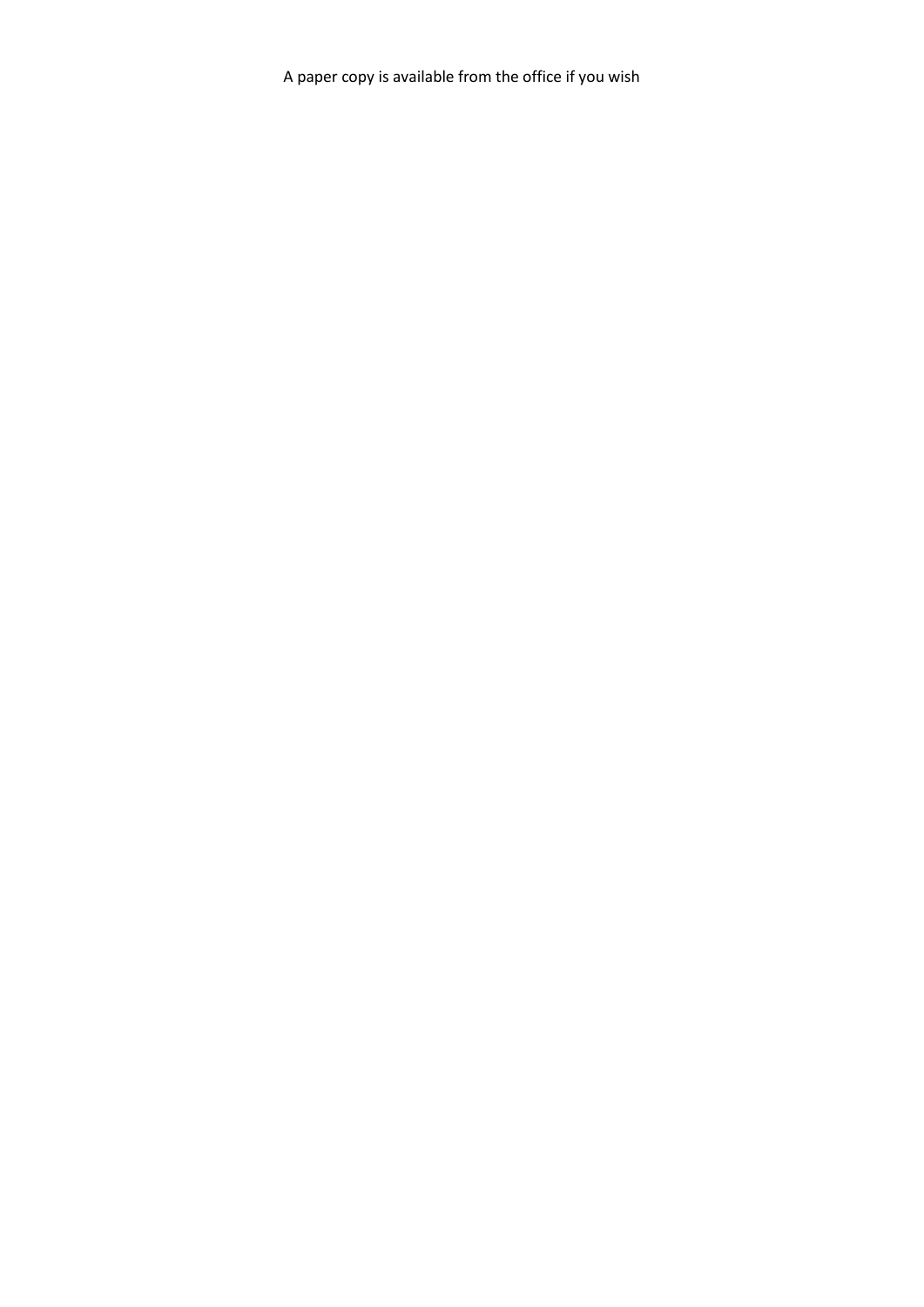A paper copy is available from the office if you wish